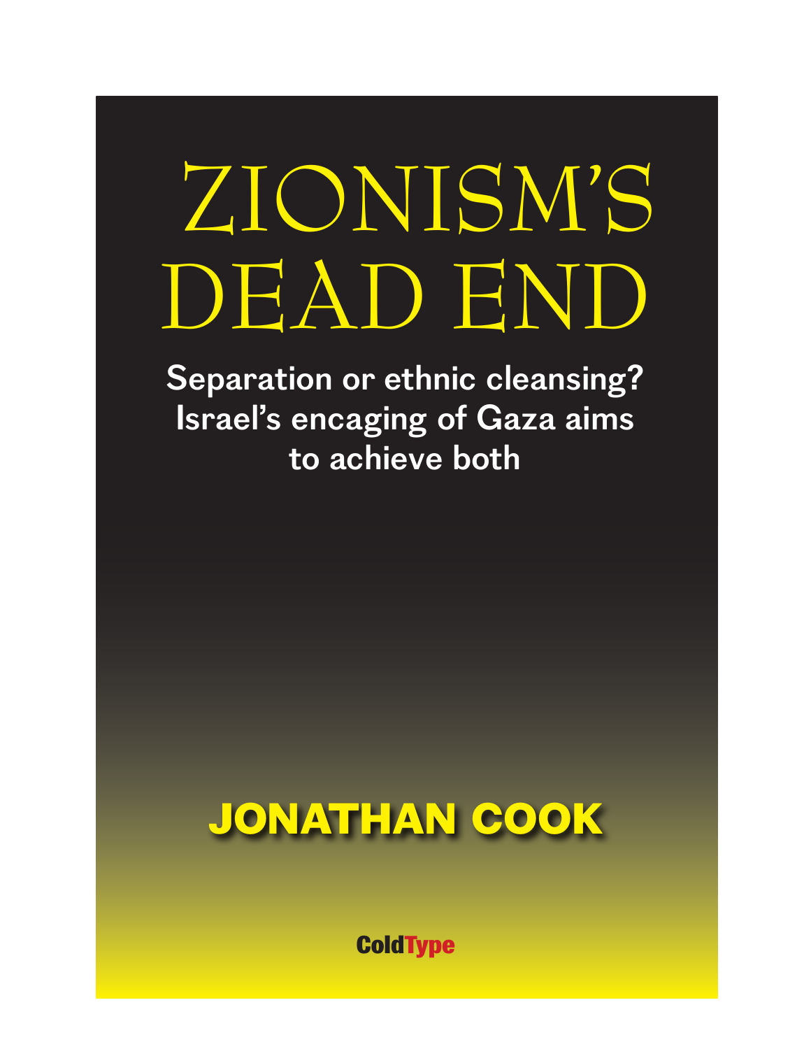# ZIONISM'S DEAD END

**Separation or ethnic cleansing? Israel's encaging of Gaza aims to achieve both**

**JONATHAN COOK**

ColdType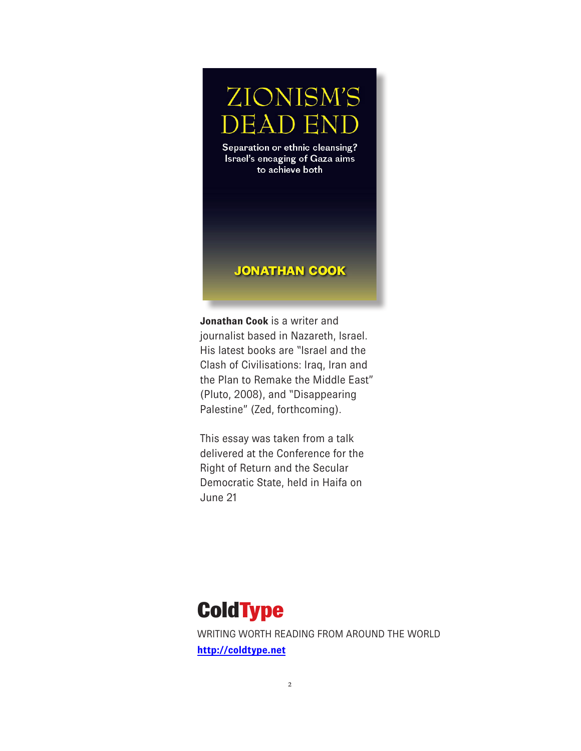# ZIONISM'S DEAD END

Separation or ethnic cleansing? Israel's encaging of Gaza aims to achieve both

**JONATHAN COOK**

**Jonathan Cook** is a writer and journalist based in Nazareth, Israel. His latest books are "Israel and the Clash of Civilisations: Iraq, Iran and the Plan to Remake the Middle East" (Pluto, 2008), and "Disappearing Palestine" (Zed, forthcoming).

This essay was taken from a talk delivered at the Conference for the Right of Return and the Secular Democratic State, held in Haifa on June 21

**ColdType**

WRITING WORTH READING FROM AROUND THE WORLD

http://coldtype.net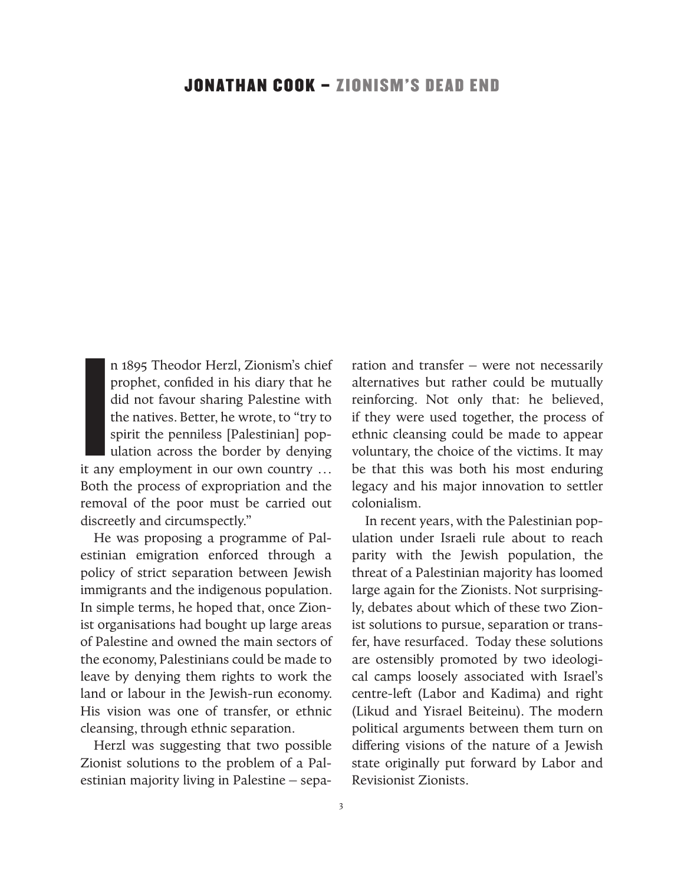# JONATHAN COOK – ZIONISM'S DEAD END

In 1895 Theodor Herzl, Zionism's chief prophet, confided in his diary that he did not favour sharing Palestine with the natives. Better, he wrote, to "try to spirit the penniless [Palestinian] population across the border by denying it any employment in our own country … Both the process of expropriation and the removal of the poor must be carried out discreetly and circumspectly."

He was proposing a programme of Palestinian emigration enforced through a policy of strict separation between Jewish immigrants and the indigenous population. In simple terms, he hoped that, once Zionist organisations had bought up large areas of Palestine and owned the main sectors of the economy, Palestinians could be made to leave by denying them rights to work the land or labour in the Jewish-run economy. His vision was one of transfer, or ethnic cleansing, through ethnic separation.

Herzl was suggesting that two possible Zionist solutions to the problem of a Palestinian majority living in Palestine – separation and transfer – were not necessarily alternatives but rather could be mutually reinforcing. Not only that: he believed, if they were used together, the process of ethnic cleansing could be made to appear voluntary, the choice of the victims. It may be that this was both his most enduring legacy and his major innovation to settler colonialism.

In recent years, with the Palestinian population under Israeli rule about to reach parity with the Jewish population, the threat of a Palestinian majority has loomed large again for the Zionists. Not surprisingly, debates about which of these two Zionist solutions to pursue, separation or transfer, have resurfaced. Today these solutions are ostensibly promoted by two ideological camps loosely associated with Israel's centre-left (Labor and Kadima) and right (Likud and Yisrael Beiteinu). The modern political arguments between them turn on differing visions of the nature of a Jewish state originally put forward by Labor and Revisionist Zionists.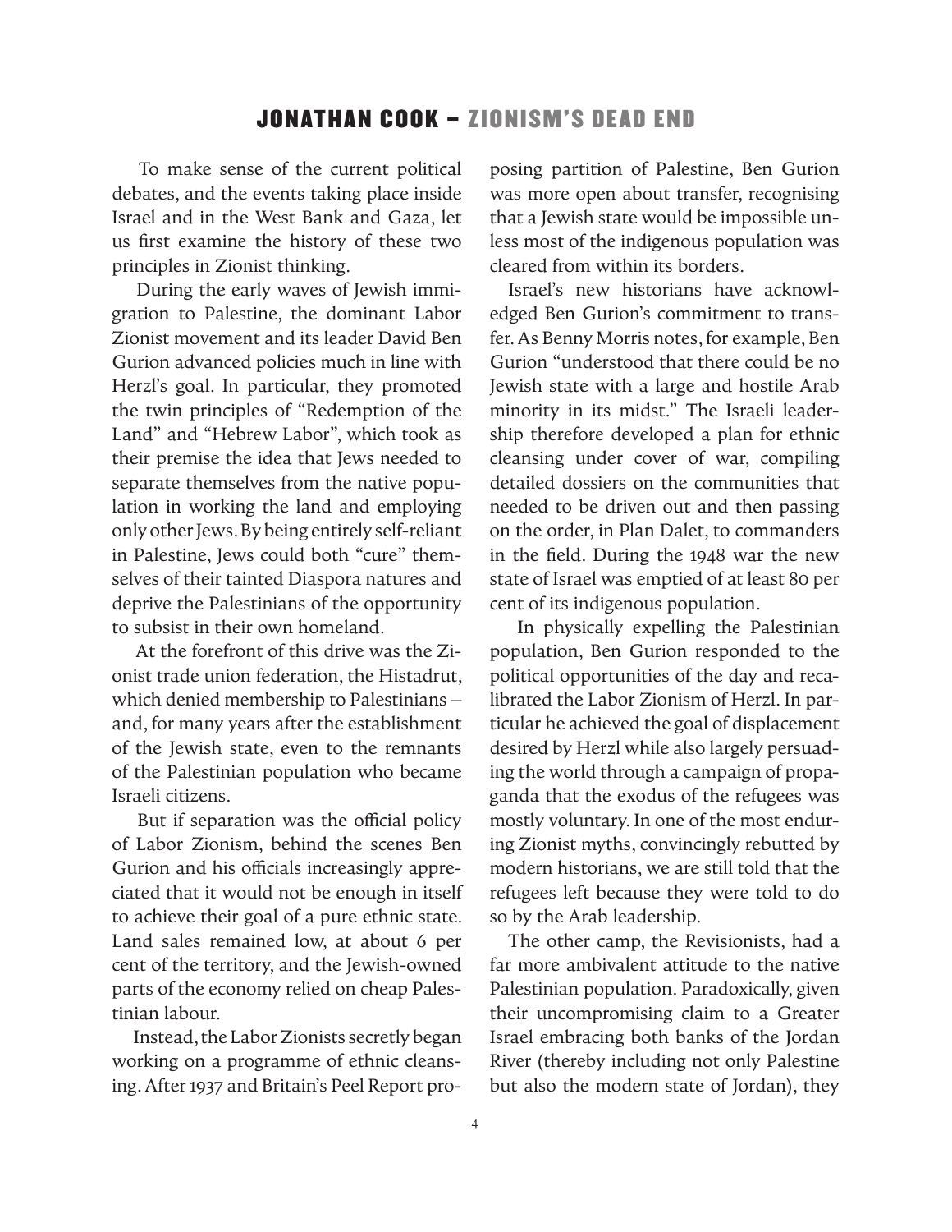To make sense of the current political debates, and the events taking place inside Israel and in the West Bank and Gaza, let us first examine the history of these two principles in Zionist thinking.

During the early waves of Jewish immigration to Palestine, the dominant Labor Zionist movement and its leader David Ben Gurion advanced policies much in line with Herzl's goal. In particular, they promoted the twin principles of "Redemption of the Land" and "Hebrew Labor", which took as their premise the idea that Jews needed to separate themselves from the native population in working the land and employing only other Jews. By being entirely self-reliant in Palestine, Jews could both "cure" themselves of their tainted Diaspora natures and deprive the Palestinians of the opportunity to subsist in their own homeland.

At the forefront of this drive was the Zionist trade union federation, the Histadrut, which denied membership to Palestinians – and, for many years after the establishment of the Jewish state, even to the remnants of the Palestinian population who became Israeli citizens.

But if separation was the official policy of Labor Zionism, behind the scenes Ben Gurion and his officials increasingly appreciated that it would not be enough in itself to achieve their goal of a pure ethnic state. Land sales remained low, at about 6 per cent of the territory, and the Jewish-owned parts of the economy relied on cheap Palestinian labour.

Instead, the Labor Zionists secretly began working on a programme of ethnic cleansing. After 1937 and Britain's Peel Report proposing partition of Palestine, Ben Gurion was more open about transfer, recognising that a Jewish state would be impossible unless most of the indigenous population was cleared from within its borders.

Israel's new historians have acknowledged Ben Gurion's commitment to transfer. As Benny Morris notes, for example, Ben Gurion "understood that there could be no Jewish state with a large and hostile Arab minority in its midst." The Israeli leadership therefore developed a plan for ethnic cleansing under cover of war, compiling detailed dossiers on the communities that needed to be driven out and then passing on the order, in Plan Dalet, to commanders in the field. During the 1948 war the new state of Israel was emptied of at least 80 per cent of its indigenous population.

In physically expelling the Palestinian population, Ben Gurion responded to the political opportunities of the day and recalibrated the Labor Zionism of Herzl. In particular he achieved the goal of displacement desired by Herzl while also largely persuading the world through a campaign of propaganda that the exodus of the refugees was mostly voluntary. In one of the most enduring Zionist myths, convincingly rebutted by modern historians, we are still told that the refugees left because they were told to do so by the Arab leadership.

The other camp, the Revisionists, had a far more ambivalent attitude to the native Palestinian population. Paradoxically, given their uncompromising claim to a Greater Israel embracing both banks of the Jordan River (thereby including not only Palestine but also the modern state of Jordan), they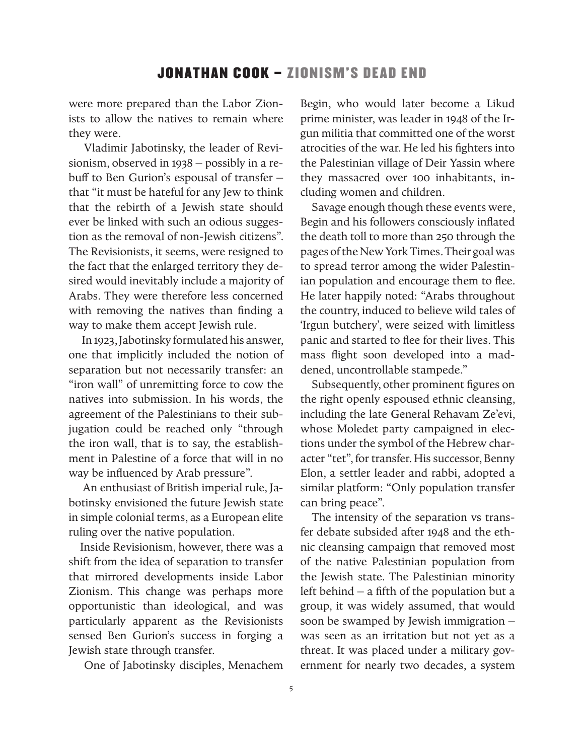were more prepared than the Labor Zionists to allow the natives to remain where they were.

Vladimir Jabotinsky, the leader of Revisionism, observed in 1938 – possibly in a rebuff to Ben Gurion's espousal of transfer – that "it must be hateful for any Jew to think that the rebirth of a Jewish state should ever be linked with such an odious suggestion as the removal of non-Jewish citizens". The Revisionists, it seems, were resigned to the fact that the enlarged territory they desired would inevitably include a majority of Arabs. They were therefore less concerned with removing the natives than finding a way to make them accept Jewish rule.

In 1923, Jabotinsky formulated his answer, one that implicitly included the notion of separation but not necessarily transfer: an "iron wall" of unremitting force to cow the natives into submission. In his words, the agreement of the Palestinians to their subjugation could be reached only "through the iron wall, that is to say, the establishment in Palestine of a force that will in no way be influenced by Arab pressure".

An enthusiast of British imperial rule, Jabotinsky envisioned the future Jewish state in simple colonial terms, as a European elite ruling over the native population.

Inside Revisionism, however, there was a shift from the idea of separation to transfer that mirrored developments inside Labor Zionism. This change was perhaps more opportunistic than ideological, and was particularly apparent as the Revisionists sensed Ben Gurion's success in forging a Jewish state through transfer.

One of Jabotinsky disciples, Menachem Begin, who would later become a Likud prime minister, was leader in 1948 of the Irgun militia that committed one of the worst atrocities of the war. He led his fighters into the Palestinian village of Deir Yassin where they massacred over 100 inhabitants, including women and children.

Savage enough though these events were, Begin and his followers consciously inflated the death toll to more than 250 through the pages of the New York Times. Their goal was to spread terror among the wider Palestinian population and encourage them to flee. He later happily noted: "Arabs throughout the country, induced to believe wild tales of 'Irgun butchery', were seized with limitless panic and started to flee for their lives. This mass flight soon developed into a maddened, uncontrollable stampede."

Subsequently, other prominent figures on the right openly espoused ethnic cleansing, including the late General Rehavam Ze'evi, whose Moledet party campaigned in elections under the symbol of the Hebrew character "tet", for transfer. His successor, Benny Elon, a settler leader and rabbi, adopted a similar platform: "Only population transfer can bring peace".

The intensity of the separation vs transfer debate subsided after 1948 and the ethnic cleansing campaign that removed most of the native Palestinian population from the Jewish state. The Palestinian minority left behind – a fifth of the population but a group, it was widely assumed, that would soon be swamped by Jewish immigration – was seen as an irritation but not yet as a threat. It was placed under a military government for nearly two decades, a system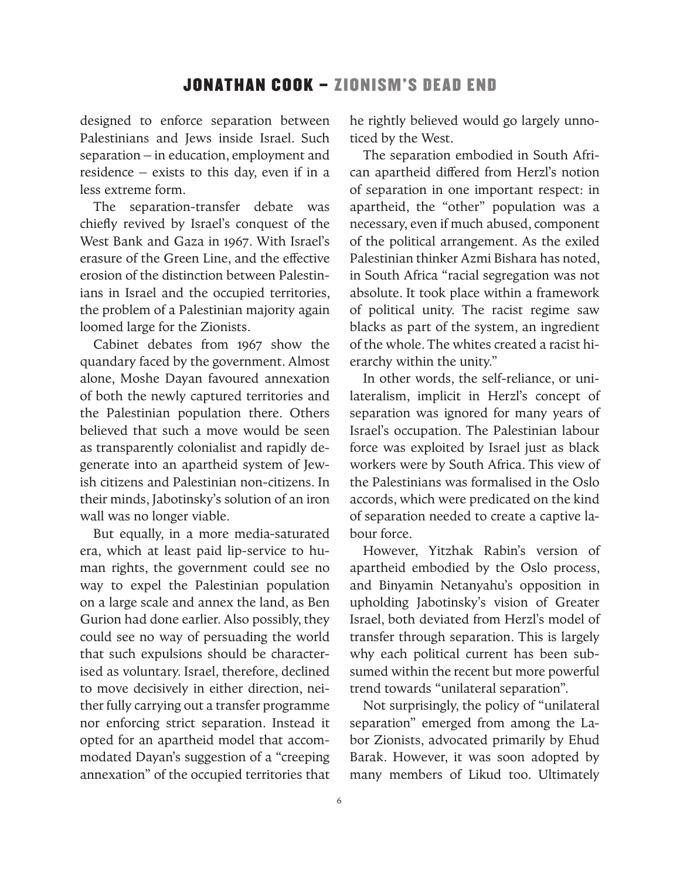designed to enforce separation between Palestinians and Jews inside Israel. Such separation – in education, employment and residence – exists to this day, even if in a less extreme form.

The separation-transfer debate was chiefly revived by Israel's conquest of the West Bank and Gaza in 1967. With Israel's erasure of the Green Line, and the effective erosion of the distinction between Palestinians in Israel and the occupied territories, the problem of a Palestinian majority again loomed large for the Zionists.

Cabinet debates from 1967 show the quandary faced by the government. Almost alone, Moshe Dayan favoured annexation of both the newly captured territories and the Palestinian population there. Others believed that such a move would be seen as transparently colonialist and rapidly degenerate into an apartheid system of Jewish citizens and Palestinian non-citizens. In their minds, Jabotinsky's solution of an iron wall was no longer viable.

But equally, in a more media-saturated era, which at least paid lip-service to human rights, the government could see no way to expel the Palestinian population on a large scale and annex the land, as Ben Gurion had done earlier. Also possibly, they could see no way of persuading the world that such expulsions should be characterised as voluntary. Israel, therefore, declined to move decisively in either direction, neither fully carrying out a transfer programme nor enforcing strict separation. Instead it opted for an apartheid model that accommodated Dayan's suggestion of a "creeping annexation" of the occupied territories that he rightly believed would go largely unnoticed by the West.

The separation embodied in South African apartheid differed from Herzl's notion of separation in one important respect: in apartheid, the "other" population was a necessary, even if much abused, component of the political arrangement. As the exiled Palestinian thinker Azmi Bishara has noted, in South Africa "racial segregation was not absolute. It took place within a framework of political unity. The racist regime saw blacks as part of the system, an ingredient of the whole. The whites created a racist hierarchy within the unity."

In other words, the self-reliance, or unilateralism, implicit in Herzl's concept of separation was ignored for many years of Israel's occupation. The Palestinian labour force was exploited by Israel just as black workers were by South Africa. This view of the Palestinians was formalised in the Oslo accords, which were predicated on the kind of separation needed to create a captive labour force.

However, Yitzhak Rabin's version of apartheid embodied by the Oslo process, and Binyamin Netanyahu's opposition in upholding Jabotinsky's vision of Greater Israel, both deviated from Herzl's model of transfer through separation. This is largely why each political current has been subsumed within the recent but more powerful trend towards "unilateral separation".

Not surprisingly, the policy of "unilateral separation" emerged from among the Labor Zionists, advocated primarily by Ehud Barak. However, it was soon adopted by many members of Likud too. Ultimately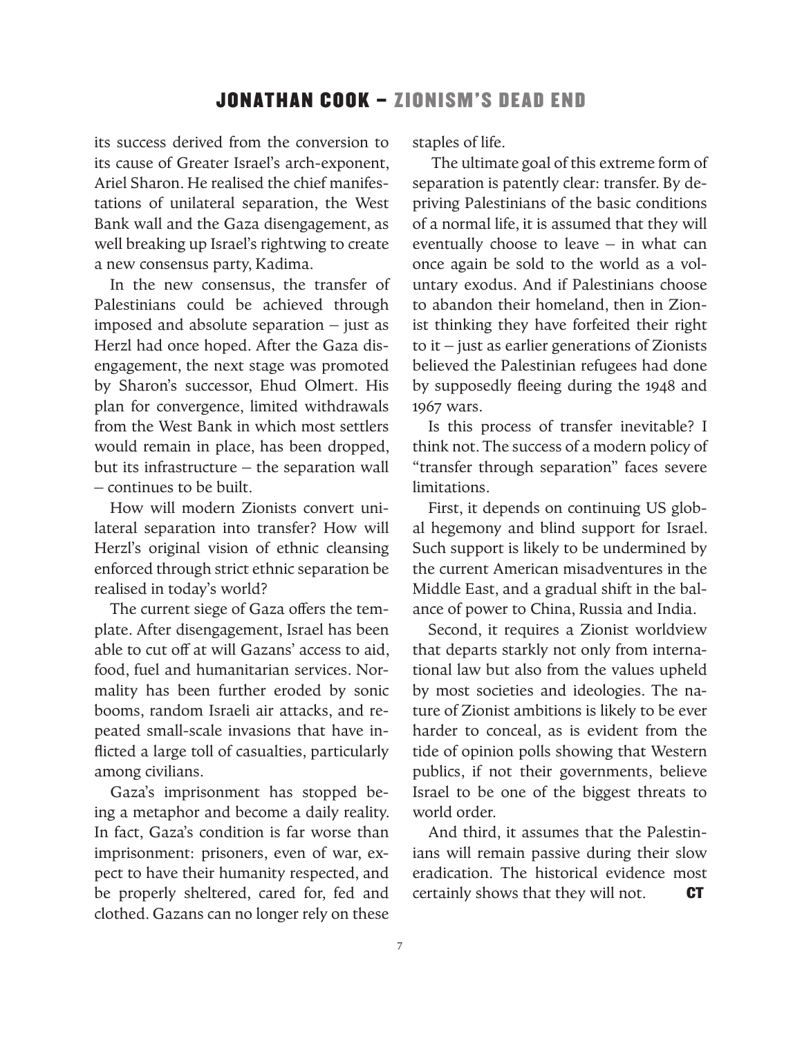its success derived from the conversion to its cause of Greater Israel's arch-exponent, Ariel Sharon. He realised the chief manifestations of unilateral separation, the West Bank wall and the Gaza disengagement, as well breaking up Israel's rightwing to create a new consensus party, Kadima.

In the new consensus, the transfer of Palestinians could be achieved through imposed and absolute separation – just as Herzl had once hoped. After the Gaza disengagement, the next stage was promoted by Sharon's successor, Ehud Olmert. His plan for convergence, limited withdrawals from the West Bank in which most settlers would remain in place, has been dropped, but its infrastructure – the separation wall – continues to be built.

How will modern Zionists convert unilateral separation into transfer? How will Herzl's original vision of ethnic cleansing enforced through strict ethnic separation be realised in today's world?

The current siege of Gaza offers the template. After disengagement, Israel has been able to cut off at will Gazans' access to aid, food, fuel and humanitarian services. Normality has been further eroded by sonic booms, random Israeli air attacks, and repeated small-scale invasions that have inflicted a large toll of casualties, particularly among civilians.

Gaza's imprisonment has stopped being a metaphor and become a daily reality. In fact, Gaza's condition is far worse than imprisonment: prisoners, even of war, expect to have their humanity respected, and be properly sheltered, cared for, fed and clothed. Gazans can no longer rely on these staples of life.

The ultimate goal of this extreme form of separation is patently clear: transfer. By depriving Palestinians of the basic conditions of a normal life, it is assumed that they will eventually choose to leave – in what can once again be sold to the world as a voluntary exodus. And if Palestinians choose to abandon their homeland, then in Zionist thinking they have forfeited their right to it – just as earlier generations of Zionists believed the Palestinian refugees had done by supposedly fleeing during the 1948 and 1967 wars.

Is this process of transfer inevitable? I think not. The success of a modern policy of "transfer through separation" faces severe limitations.

First, it depends on continuing US global hegemony and blind support for Israel. Such support is likely to be undermined by the current American misadventures in the Middle East, and a gradual shift in the balance of power to China, Russia and India.

Second, it requires a Zionist worldview that departs starkly not only from international law but also from the values upheld by most societies and ideologies. The nature of Zionist ambitions is likely to be ever harder to conceal, as is evident from the tide of opinion polls showing that Western publics, if not their governments, believe Israel to be one of the biggest threats to world order.

And third, it assumes that the Palestinians will remain passive during their slow eradication. The historical evidence most certainly shows that they will not. **CT**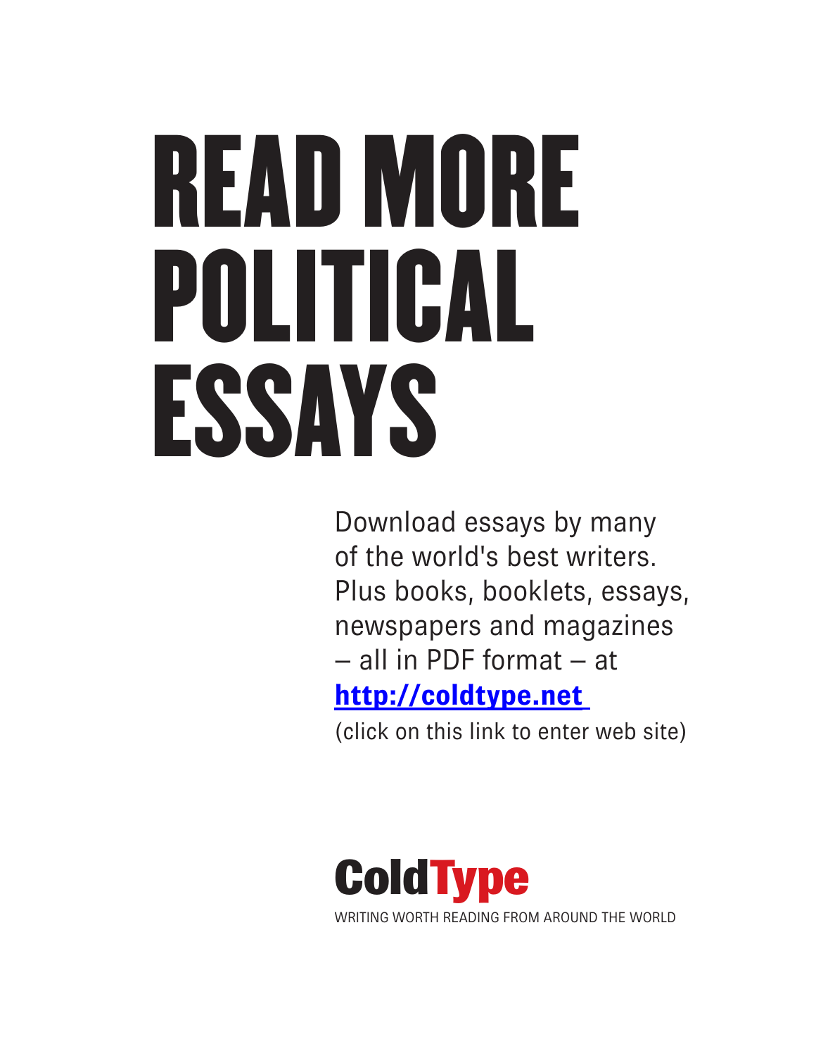# READ MORE POLITICAL ESSAYS

Download essays by many of the world's best writers. Plus books, booklets, essays, newspapers and magazines – all in PDF format – at **http://coldtype.net**

(click on this link to enter web site)

**ColdType**

WRITING WORTH READING FROM AROUND THE WORLD